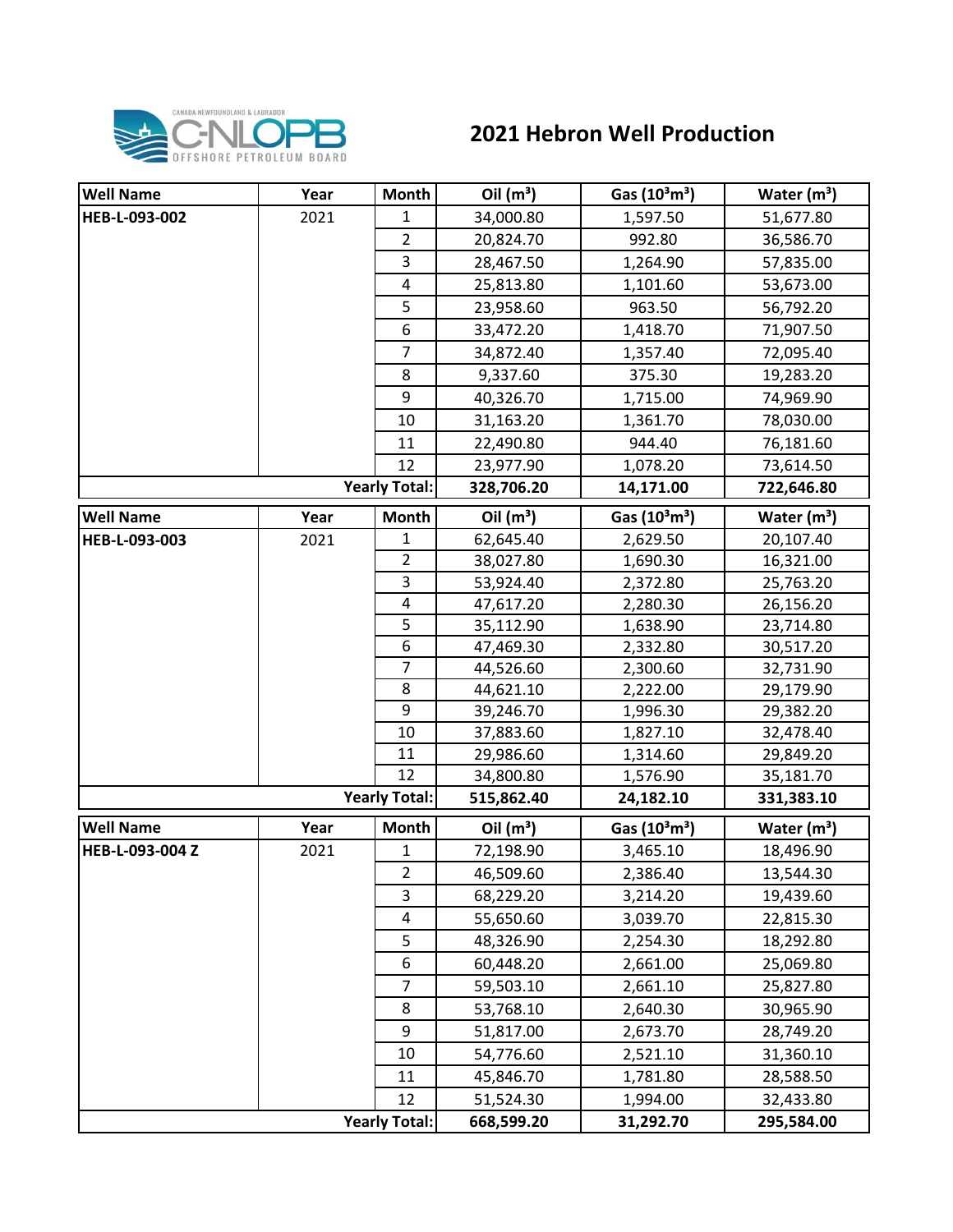# 2021 Hebron Well Production

| Well Name | Year | Month | Oil ($m^3$) | Gas ($10^3m^3$) | Water ($m^3$) |
|---|---|---|---|---|---|
| HEB-L-093-002 | 2021 | 1 | 34,000.80 | 1,597.50 | 51,677.80 |
| | | 2 | 20,824.70 | 992.80 | 36,586.70 |
| | | 3 | 28,467.50 | 1,264.90 | 57,835.00 |
| | | 4 | 25,813.80 | 1,101.60 | 53,673.00 |
| | | 5 | 23,958.60 | 963.50 | 56,792.20 |
| | | 6 | 33,472.20 | 1,418.70 | 71,907.50 |
| | | 7 | 34,872.40 | 1,357.40 | 72,095.40 |
| | | 8 | 9,337.60 | 375.30 | 19,283.20 |
| | | 9 | 40,326.70 | 1,715.00 | 74,969.90 |
| | | 10 | 31,163.20 | 1,361.70 | 78,030.00 |
| | | 11 | 22,490.80 | 944.40 | 76,181.60 |
| | | 12 | 23,977.90 | 1,078.20 | 73,614.50 |
| | | **Yearly Total:** | **328,706.20** | **14,171.00** | **722,646.80** |

| Well Name | Year | Month | Oil ($m^3$) | Gas ($10^3m^3$) | Water ($m^3$) |
|---|---|---|---|---|---|
| HEB-L-093-003 | 2021 | 1 | 62,645.40 | 2,629.50 | 20,107.40 |
| | | 2 | 38,027.80 | 1,690.30 | 16,321.00 |
| | | 3 | 53,924.40 | 2,372.80 | 25,763.20 |
| | | 4 | 47,617.20 | 2,280.30 | 26,156.20 |
| | | 5 | 35,112.90 | 1,638.90 | 23,714.80 |
| | | 6 | 47,469.30 | 2,332.80 | 30,517.20 |
| | | 7 | 44,526.60 | 2,300.60 | 32,731.90 |
| | | 8 | 44,621.10 | 2,222.00 | 29,179.90 |
| | | 9 | 39,246.70 | 1,996.30 | 29,382.20 |
| | | 10 | 37,883.60 | 1,827.10 | 32,478.40 |
| | | 11 | 29,986.60 | 1,314.60 | 29,849.20 |
| | | 12 | 34,800.80 | 1,576.90 | 35,181.70 |
| | | **Yearly Total:** | **515,862.40** | **24,182.10** | **331,383.10** |

| Well Name | Year | Month | Oil ($m^3$) | Gas ($10^3m^3$) | Water ($m^3$) |
|---|---|---|---|---|---|
| HEB-L-093-004 Z | 2021 | 1 | 72,198.90 | 3,465.10 | 18,496.90 |
| | | 2 | 46,509.60 | 2,386.40 | 13,544.30 |
| | | 3 | 68,229.20 | 3,214.20 | 19,439.60 |
| | | 4 | 55,650.60 | 3,039.70 | 22,815.30 |
| | | 5 | 48,326.90 | 2,254.30 | 18,292.80 |
| | | 6 | 60,448.20 | 2,661.00 | 25,069.80 |
| | | 7 | 59,503.10 | 2,661.10 | 25,827.80 |
| | | 8 | 53,768.10 | 2,640.30 | 30,965.90 |
| | | 9 | 51,817.00 | 2,673.70 | 28,749.20 |
| | | 10 | 54,776.60 | 2,521.10 | 31,360.10 |
| | | 11 | 45,846.70 | 1,781.80 | 28,588.50 |
| | | 12 | 51,524.30 | 1,994.00 | 32,433.80 |
| | | **Yearly Total:** | **668,599.20** | **31,292.70** | **295,584.00** |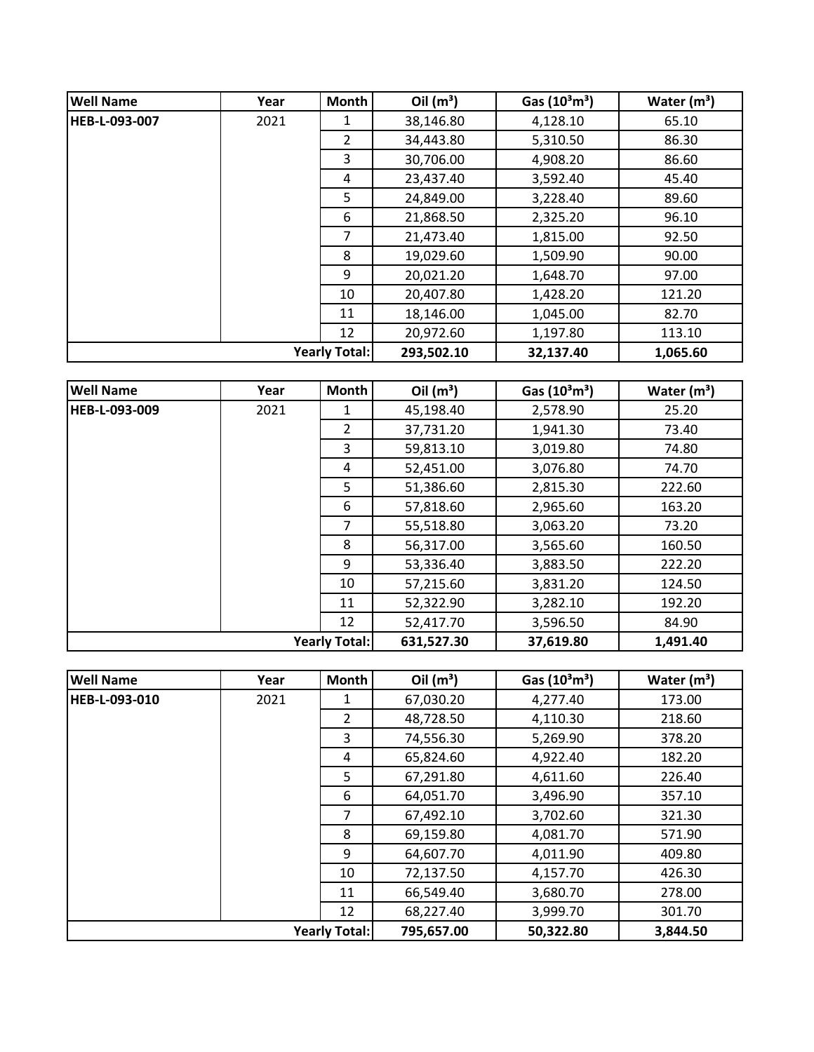| Well Name | Year | Month | Oil ($m^3$) | Gas ($10^3m^3$) | Water ($m^3$) |
|---|---|---|---|---|---|
| HEB-L-093-007 | 2021 | 1 | 38,146.80 | 4,128.10 | 65.10 |
| | | 2 | 34,443.80 | 5,310.50 | 86.30 |
| | | 3 | 30,706.00 | 4,908.20 | 86.60 |
| | | 4 | 23,437.40 | 3,592.40 | 45.40 |
| | | 5 | 24,849.00 | 3,228.40 | 89.60 |
| | | 6 | 21,868.50 | 2,325.20 | 96.10 |
| | | 7 | 21,473.40 | 1,815.00 | 92.50 |
| | | 8 | 19,029.60 | 1,509.90 | 90.00 |
| | | 9 | 20,021.20 | 1,648.70 | 97.00 |
| | | 10 | 20,407.80 | 1,428.20 | 121.20 |
| | | 11 | 18,146.00 | 1,045.00 | 82.70 |
| | | 12 | 20,972.60 | 1,197.80 | 113.10 |
| | | **Yearly Total:** | **293,502.10** | **32,137.40** | **1,065.60** |

| Well Name | Year | Month | Oil ($m^3$) | Gas ($10^3m^3$) | Water ($m^3$) |
|---|---|---|---|---|---|
| HEB-L-093-009 | 2021 | 1 | 45,198.40 | 2,578.90 | 25.20 |
| | | 2 | 37,731.20 | 1,941.30 | 73.40 |
| | | 3 | 59,813.10 | 3,019.80 | 74.80 |
| | | 4 | 52,451.00 | 3,076.80 | 74.70 |
| | | 5 | 51,386.60 | 2,815.30 | 222.60 |
| | | 6 | 57,818.60 | 2,965.60 | 163.20 |
| | | 7 | 55,518.80 | 3,063.20 | 73.20 |
| | | 8 | 56,317.00 | 3,565.60 | 160.50 |
| | | 9 | 53,336.40 | 3,883.50 | 222.20 |
| | | 10 | 57,215.60 | 3,831.20 | 124.50 |
| | | 11 | 52,322.90 | 3,282.10 | 192.20 |
| | | 12 | 52,417.70 | 3,596.50 | 84.90 |
| | | **Yearly Total:** | **631,527.30** | **37,619.80** | **1,491.40** |

| Well Name | Year | Month | Oil ($m^3$) | Gas ($10^3m^3$) | Water ($m^3$) |
|---|---|---|---|---|---|
| HEB-L-093-010 | 2021 | 1 | 67,030.20 | 4,277.40 | 173.00 |
| | | 2 | 48,728.50 | 4,110.30 | 218.60 |
| | | 3 | 74,556.30 | 5,269.90 | 378.20 |
| | | 4 | 65,824.60 | 4,922.40 | 182.20 |
| | | 5 | 67,291.80 | 4,611.60 | 226.40 |
| | | 6 | 64,051.70 | 3,496.90 | 357.10 |
| | | 7 | 67,492.10 | 3,702.60 | 321.30 |
| | | 8 | 69,159.80 | 4,081.70 | 571.90 |
| | | 9 | 64,607.70 | 4,011.90 | 409.80 |
| | | 10 | 72,137.50 | 4,157.70 | 426.30 |
| | | 11 | 66,549.40 | 3,680.70 | 278.00 |
| | | 12 | 68,227.40 | 3,999.70 | 301.70 |
| | | **Yearly Total:** | **795,657.00** | **50,322.80** | **3,844.50** |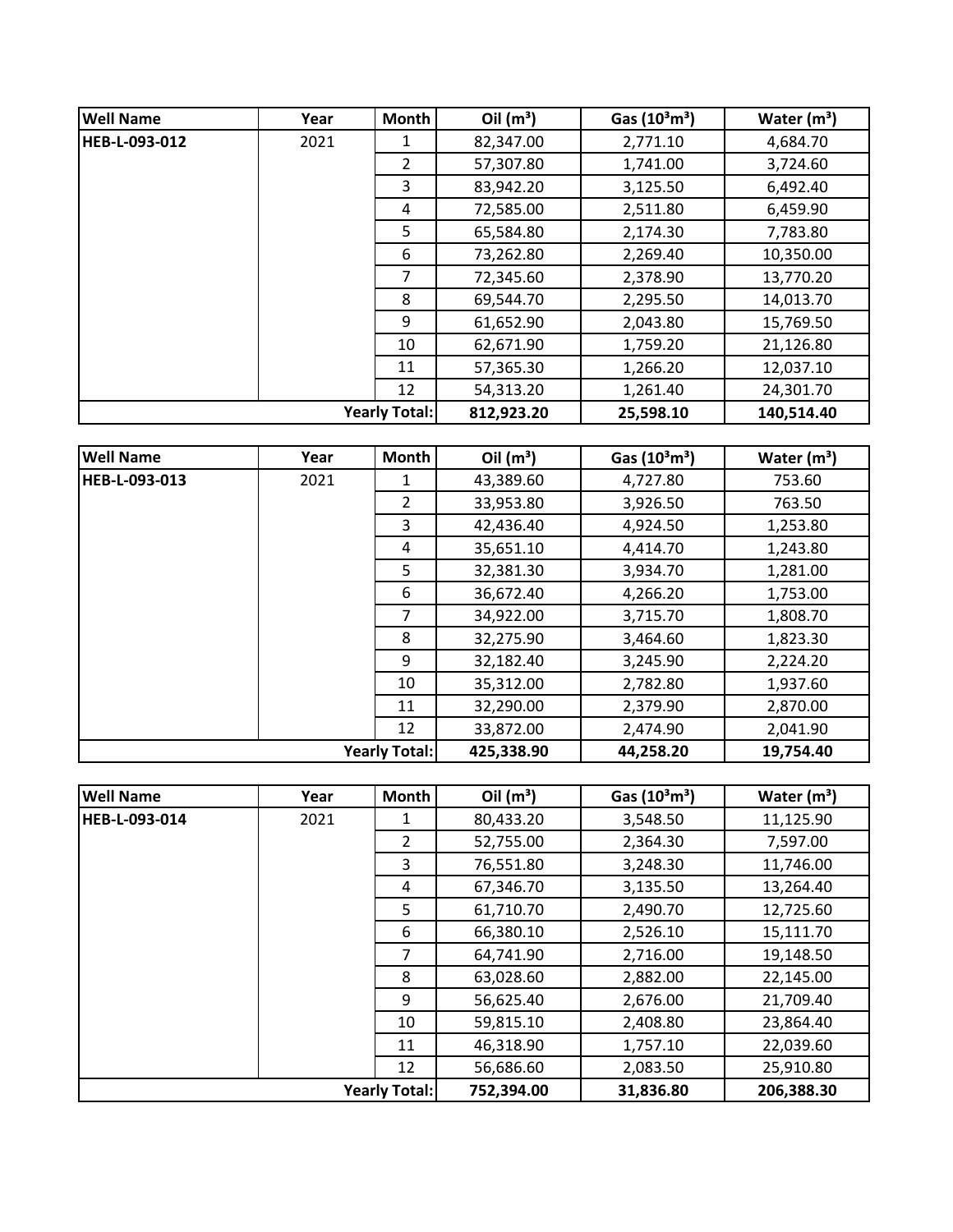| Well Name | Year | Month | Oil ($m^3$) | Gas ($10^3m^3$) | Water ($m^3$) |
|---|---|---|---|---|---|
| HEB-L-093-012 | 2021 | 1 | 82,347.00 | 2,771.10 | 4,684.70 |
| | | 2 | 57,307.80 | 1,741.00 | 3,724.60 |
| | | 3 | 83,942.20 | 3,125.50 | 6,492.40 |
| | | 4 | 72,585.00 | 2,511.80 | 6,459.90 |
| | | 5 | 65,584.80 | 2,174.30 | 7,783.80 |
| | | 6 | 73,262.80 | 2,269.40 | 10,350.00 |
| | | 7 | 72,345.60 | 2,378.90 | 13,770.20 |
| | | 8 | 69,544.70 | 2,295.50 | 14,013.70 |
| | | 9 | 61,652.90 | 2,043.80 | 15,769.50 |
| | | 10 | 62,671.90 | 1,759.20 | 21,126.80 |
| | | 11 | 57,365.30 | 1,266.20 | 12,037.10 |
| | | 12 | 54,313.20 | 1,261.40 | 24,301.70 |
| | | **Yearly Total:** | **812,923.20** | **25,598.10** | **140,514.40** |

| Well Name | Year | Month | Oil ($m^3$) | Gas ($10^3m^3$) | Water ($m^3$) |
|---|---|---|---|---|---|
| HEB-L-093-013 | 2021 | 1 | 43,389.60 | 4,727.80 | 753.60 |
| | | 2 | 33,953.80 | 3,926.50 | 763.50 |
| | | 3 | 42,436.40 | 4,924.50 | 1,253.80 |
| | | 4 | 35,651.10 | 4,414.70 | 1,243.80 |
| | | 5 | 32,381.30 | 3,934.70 | 1,281.00 |
| | | 6 | 36,672.40 | 4,266.20 | 1,753.00 |
| | | 7 | 34,922.00 | 3,715.70 | 1,808.70 |
| | | 8 | 32,275.90 | 3,464.60 | 1,823.30 |
| | | 9 | 32,182.40 | 3,245.90 | 2,224.20 |
| | | 10 | 35,312.00 | 2,782.80 | 1,937.60 |
| | | 11 | 32,290.00 | 2,379.90 | 2,870.00 |
| | | 12 | 33,872.00 | 2,474.90 | 2,041.90 |
| | | **Yearly Total:** | **425,338.90** | **44,258.20** | **19,754.40** |

| Well Name | Year | Month | Oil ($m^3$) | Gas ($10^3m^3$) | Water ($m^3$) |
|---|---|---|---|---|---|
| HEB-L-093-014 | 2021 | 1 | 80,433.20 | 3,548.50 | 11,125.90 |
| | | 2 | 52,755.00 | 2,364.30 | 7,597.00 |
| | | 3 | 76,551.80 | 3,248.30 | 11,746.00 |
| | | 4 | 67,346.70 | 3,135.50 | 13,264.40 |
| | | 5 | 61,710.70 | 2,490.70 | 12,725.60 |
| | | 6 | 66,380.10 | 2,526.10 | 15,111.70 |
| | | 7 | 64,741.90 | 2,716.00 | 19,148.50 |
| | | 8 | 63,028.60 | 2,882.00 | 22,145.00 |
| | | 9 | 56,625.40 | 2,676.00 | 21,709.40 |
| | | 10 | 59,815.10 | 2,408.80 | 23,864.40 |
| | | 11 | 46,318.90 | 1,757.10 | 22,039.60 |
| | | 12 | 56,686.60 | 2,083.50 | 25,910.80 |
| | | **Yearly Total:** | **752,394.00** | **31,836.80** | **206,388.30** |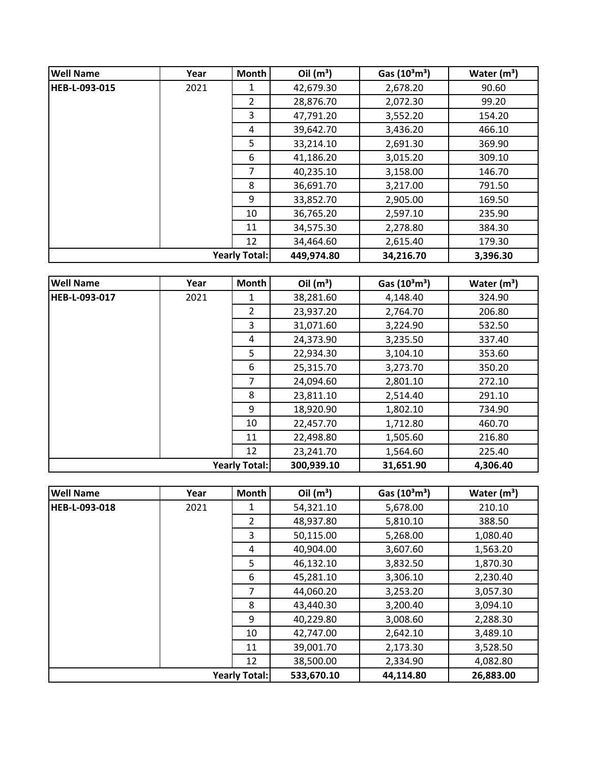| Well Name | Year | Month | Oil ($m^3$) | Gas ($10^3m^3$) | Water ($m^3$) |
|---|---|---|---|---|---|
| **HEB-L-093-015** | 2021 | 1 | 42,679.30 | 2,678.20 | 90.60 |
| | | 2 | 28,876.70 | 2,072.30 | 99.20 |
| | | 3 | 47,791.20 | 3,552.20 | 154.20 |
| | | 4 | 39,642.70 | 3,436.20 | 466.10 |
| | | 5 | 33,214.10 | 2,691.30 | 369.90 |
| | | 6 | 41,186.20 | 3,015.20 | 309.10 |
| | | 7 | 40,235.10 | 3,158.00 | 146.70 |
| | | 8 | 36,691.70 | 3,217.00 | 791.50 |
| | | 9 | 33,852.70 | 2,905.00 | 169.50 |
| | | 10 | 36,765.20 | 2,597.10 | 235.90 |
| | | 11 | 34,575.30 | 2,278.80 | 384.30 |
| | | 12 | 34,464.60 | 2,615.40 | 179.30 |
| | | **Yearly Total:** | **449,974.80** | **34,216.70** | **3,396.30** |

| Well Name | Year | Month | Oil ($m^3$) | Gas ($10^3m^3$) | Water ($m^3$) |
|---|---|---|---|---|---|
| **HEB-L-093-017** | 2021 | 1 | 38,281.60 | 4,148.40 | 324.90 |
| | | 2 | 23,937.20 | 2,764.70 | 206.80 |
| | | 3 | 31,071.60 | 3,224.90 | 532.50 |
| | | 4 | 24,373.90 | 3,235.50 | 337.40 |
| | | 5 | 22,934.30 | 3,104.10 | 353.60 |
| | | 6 | 25,315.70 | 3,273.70 | 350.20 |
| | | 7 | 24,094.60 | 2,801.10 | 272.10 |
| | | 8 | 23,811.10 | 2,514.40 | 291.10 |
| | | 9 | 18,920.90 | 1,802.10 | 734.90 |
| | | 10 | 22,457.70 | 1,712.80 | 460.70 |
| | | 11 | 22,498.80 | 1,505.60 | 216.80 |
| | | 12 | 23,241.70 | 1,564.60 | 225.40 |
| | | **Yearly Total:** | **300,939.10** | **31,651.90** | **4,306.40** |

| Well Name | Year | Month | Oil ($m^3$) | Gas ($10^3m^3$) | Water ($m^3$) |
|---|---|---|---|---|---|
| **HEB-L-093-018** | 2021 | 1 | 54,321.10 | 5,678.00 | 210.10 |
| | | 2 | 48,937.80 | 5,810.10 | 388.50 |
| | | 3 | 50,115.00 | 5,268.00 | 1,080.40 |
| | | 4 | 40,904.00 | 3,607.60 | 1,563.20 |
| | | 5 | 46,132.10 | 3,832.50 | 1,870.30 |
| | | 6 | 45,281.10 | 3,306.10 | 2,230.40 |
| | | 7 | 44,060.20 | 3,253.20 | 3,057.30 |
| | | 8 | 43,440.30 | 3,200.40 | 3,094.10 |
| | | 9 | 40,229.80 | 3,008.60 | 2,288.30 |
| | | 10 | 42,747.00 | 2,642.10 | 3,489.10 |
| | | 11 | 39,001.70 | 2,173.30 | 3,528.50 |
| | | 12 | 38,500.00 | 2,334.90 | 4,082.80 |
| | | **Yearly Total:** | **533,670.10** | **44,114.80** | **26,883.00** |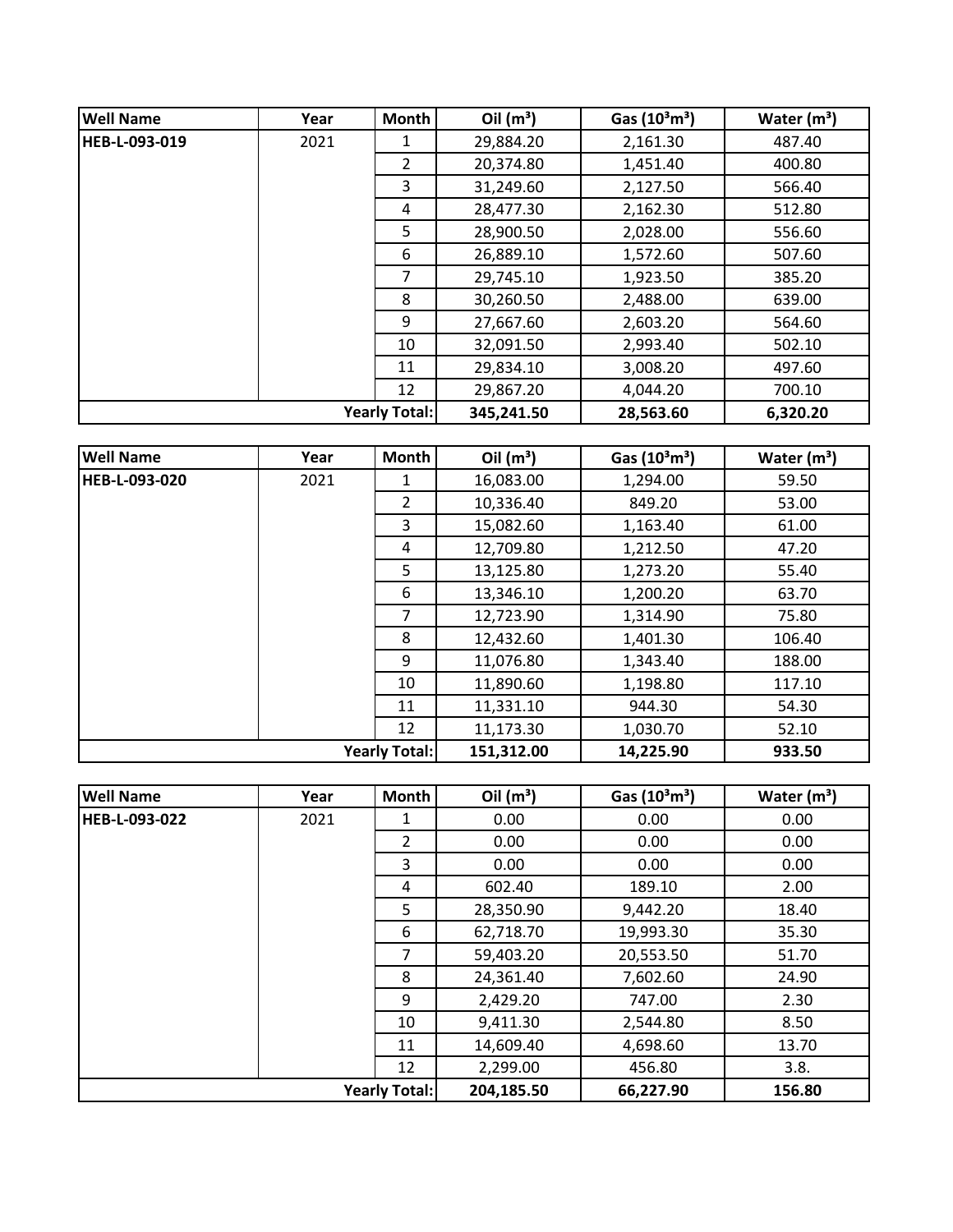| Well Name | Year | Month | Oil ($m^3$) | Gas ($10^3m^3$) | Water ($m^3$) |
|---|---|---|---|---|---|
| **HEB-L-093-019** | 2021 | 1 | 29,884.20 | 2,161.30 | 487.40 |
| | | 2 | 20,374.80 | 1,451.40 | 400.80 |
| | | 3 | 31,249.60 | 2,127.50 | 566.40 |
| | | 4 | 28,477.30 | 2,162.30 | 512.80 |
| | | 5 | 28,900.50 | 2,028.00 | 556.60 |
| | | 6 | 26,889.10 | 1,572.60 | 507.60 |
| | | 7 | 29,745.10 | 1,923.50 | 385.20 |
| | | 8 | 30,260.50 | 2,488.00 | 639.00 |
| | | 9 | 27,667.60 | 2,603.20 | 564.60 |
| | | 10 | 32,091.50 | 2,993.40 | 502.10 |
| | | 11 | 29,834.10 | 3,008.20 | 497.60 |
| | | 12 | 29,867.20 | 4,044.20 | 700.10 |
| | | **Yearly Total:** | **345,241.50** | **28,563.60** | **6,320.20** |

| Well Name | Year | Month | Oil ($m^3$) | Gas ($10^3m^3$) | Water ($m^3$) |
|---|---|---|---|---|---|
| **HEB-L-093-020** | 2021 | 1 | 16,083.00 | 1,294.00 | 59.50 |
| | | 2 | 10,336.40 | 849.20 | 53.00 |
| | | 3 | 15,082.60 | 1,163.40 | 61.00 |
| | | 4 | 12,709.80 | 1,212.50 | 47.20 |
| | | 5 | 13,125.80 | 1,273.20 | 55.40 |
| | | 6 | 13,346.10 | 1,200.20 | 63.70 |
| | | 7 | 12,723.90 | 1,314.90 | 75.80 |
| | | 8 | 12,432.60 | 1,401.30 | 106.40 |
| | | 9 | 11,076.80 | 1,343.40 | 188.00 |
| | | 10 | 11,890.60 | 1,198.80 | 117.10 |
| | | 11 | 11,331.10 | 944.30 | 54.30 |
| | | 12 | 11,173.30 | 1,030.70 | 52.10 |
| | | **Yearly Total:** | **151,312.00** | **14,225.90** | **933.50** |

| Well Name | Year | Month | Oil ($m^3$) | Gas ($10^3m^3$) | Water ($m^3$) |
|---|---|---|---|---|---|
| **HEB-L-093-022** | 2021 | 1 | 0.00 | 0.00 | 0.00 |
| | | 2 | 0.00 | 0.00 | 0.00 |
| | | 3 | 0.00 | 0.00 | 0.00 |
| | | 4 | 602.40 | 189.10 | 2.00 |
| | | 5 | 28,350.90 | 9,442.20 | 18.40 |
| | | 6 | 62,718.70 | 19,993.30 | 35.30 |
| | | 7 | 59,403.20 | 20,553.50 | 51.70 |
| | | 8 | 24,361.40 | 7,602.60 | 24.90 |
| | | 9 | 2,429.20 | 747.00 | 2.30 |
| | | 10 | 9,411.30 | 2,544.80 | 8.50 |
| | | 11 | 14,609.40 | 4,698.60 | 13.70 |
| | | 12 | 2,299.00 | 456.80 | 3.8. |
| | | **Yearly Total:** | **204,185.50** | **66,227.90** | **156.80** |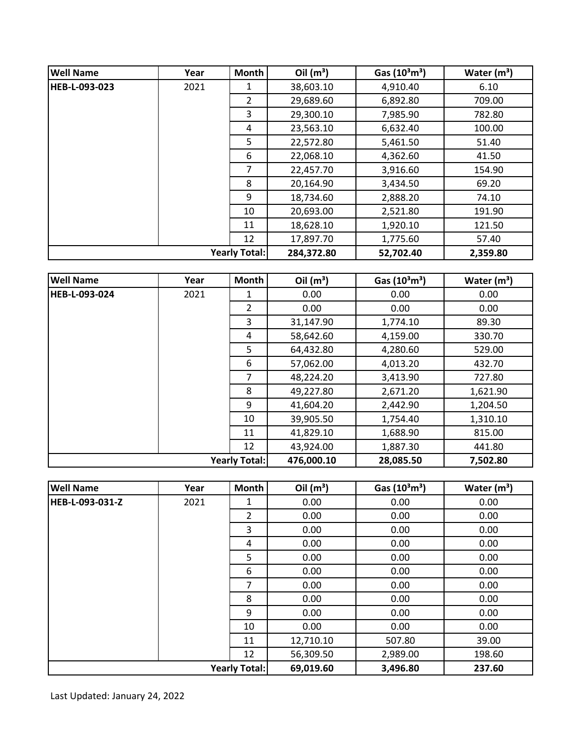| Well Name | Year | Month | Oil ($m^3$) | Gas ($10^3m^3$) | Water ($m^3$) |
|---|---|---|---|---|---|
| HEB-L-093-023 | 2021 | 1 | 38,603.10 | 4,910.40 | 6.10 |
| | | 2 | 29,689.60 | 6,892.80 | 709.00 |
| | | 3 | 29,300.10 | 7,985.90 | 782.80 |
| | | 4 | 23,563.10 | 6,632.40 | 100.00 |
| | | 5 | 22,572.80 | 5,461.50 | 51.40 |
| | | 6 | 22,068.10 | 4,362.60 | 41.50 |
| | | 7 | 22,457.70 | 3,916.60 | 154.90 |
| | | 8 | 20,164.90 | 3,434.50 | 69.20 |
| | | 9 | 18,734.60 | 2,888.20 | 74.10 |
| | | 10 | 20,693.00 | 2,521.80 | 191.90 |
| | | 11 | 18,628.10 | 1,920.10 | 121.50 |
| | | 12 | 17,897.70 | 1,775.60 | 57.40 |
| | | **Yearly Total:** | **284,372.80** | **52,702.40** | **2,359.80** |

| Well Name | Year | Month | Oil ($m^3$) | Gas ($10^3m^3$) | Water ($m^3$) |
|---|---|---|---|---|---|
| HEB-L-093-024 | 2021 | 1 | 0.00 | 0.00 | 0.00 |
| | | 2 | 0.00 | 0.00 | 0.00 |
| | | 3 | 31,147.90 | 1,774.10 | 89.30 |
| | | 4 | 58,642.60 | 4,159.00 | 330.70 |
| | | 5 | 64,432.80 | 4,280.60 | 529.00 |
| | | 6 | 57,062.00 | 4,013.20 | 432.70 |
| | | 7 | 48,224.20 | 3,413.90 | 727.80 |
| | | 8 | 49,227.80 | 2,671.20 | 1,621.90 |
| | | 9 | 41,604.20 | 2,442.90 | 1,204.50 |
| | | 10 | 39,905.50 | 1,754.40 | 1,310.10 |
| | | 11 | 41,829.10 | 1,688.90 | 815.00 |
| | | 12 | 43,924.00 | 1,887.30 | 441.80 |
| | | **Yearly Total:** | **476,000.10** | **28,085.50** | **7,502.80** |

| Well Name | Year | Month | Oil ($m^3$) | Gas ($10^3m^3$) | Water ($m^3$) |
|---|---|---|---|---|---|
| HEB-L-093-031-Z | 2021 | 1 | 0.00 | 0.00 | 0.00 |
| | | 2 | 0.00 | 0.00 | 0.00 |
| | | 3 | 0.00 | 0.00 | 0.00 |
| | | 4 | 0.00 | 0.00 | 0.00 |
| | | 5 | 0.00 | 0.00 | 0.00 |
| | | 6 | 0.00 | 0.00 | 0.00 |
| | | 7 | 0.00 | 0.00 | 0.00 |
| | | 8 | 0.00 | 0.00 | 0.00 |
| | | 9 | 0.00 | 0.00 | 0.00 |
| | | 10 | 0.00 | 0.00 | 0.00 |
| | | 11 | 12,710.10 | 507.80 | 39.00 |
| | | 12 | 56,309.50 | 2,989.00 | 198.60 |
| | | **Yearly Total:** | **69,019.60** | **3,496.80** | **237.60** |

Last Updated: January 24, 2022